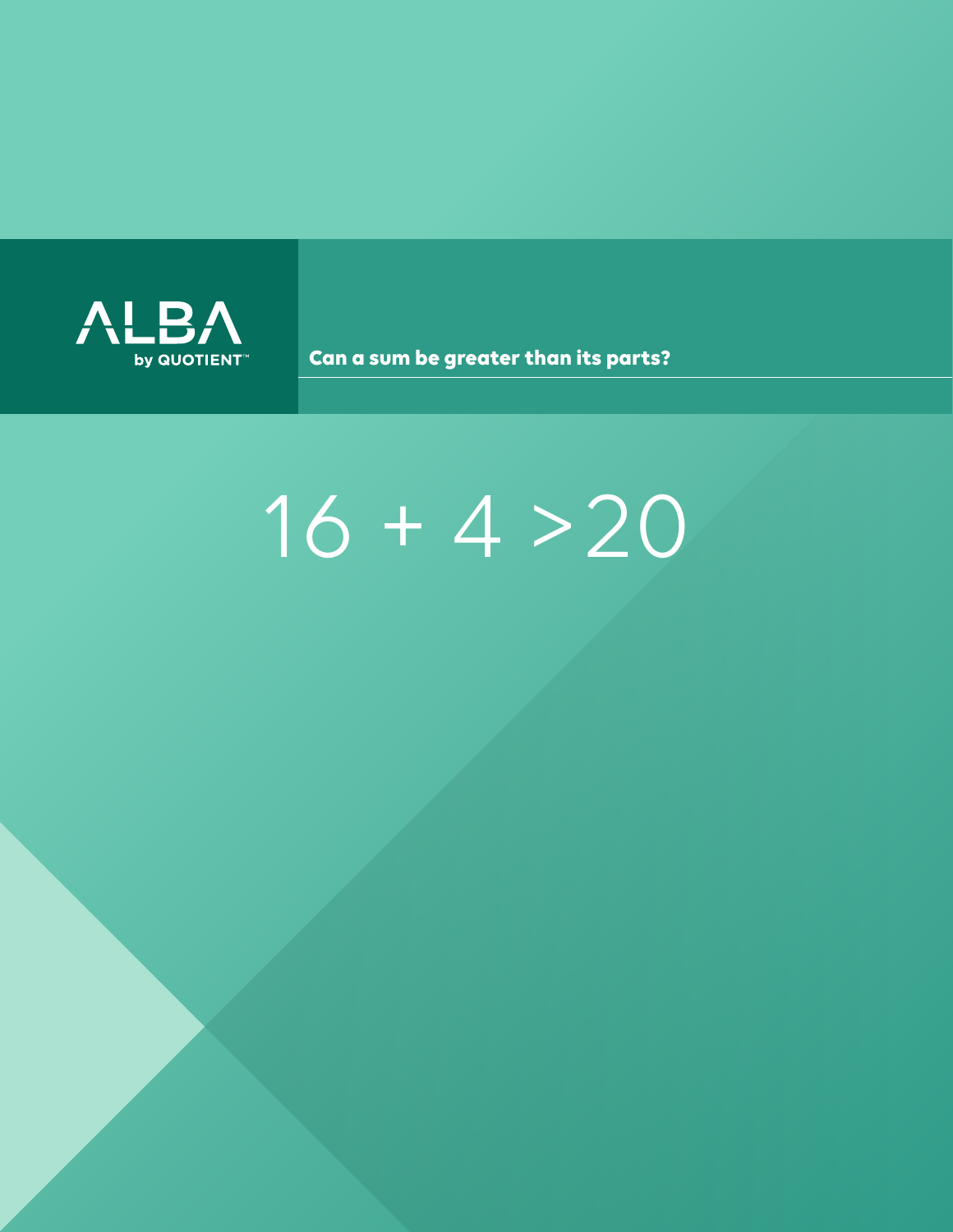ALBA

by QUOTIENT™

**Can a sum be greater than its parts?**

# $16 + 4 > 20$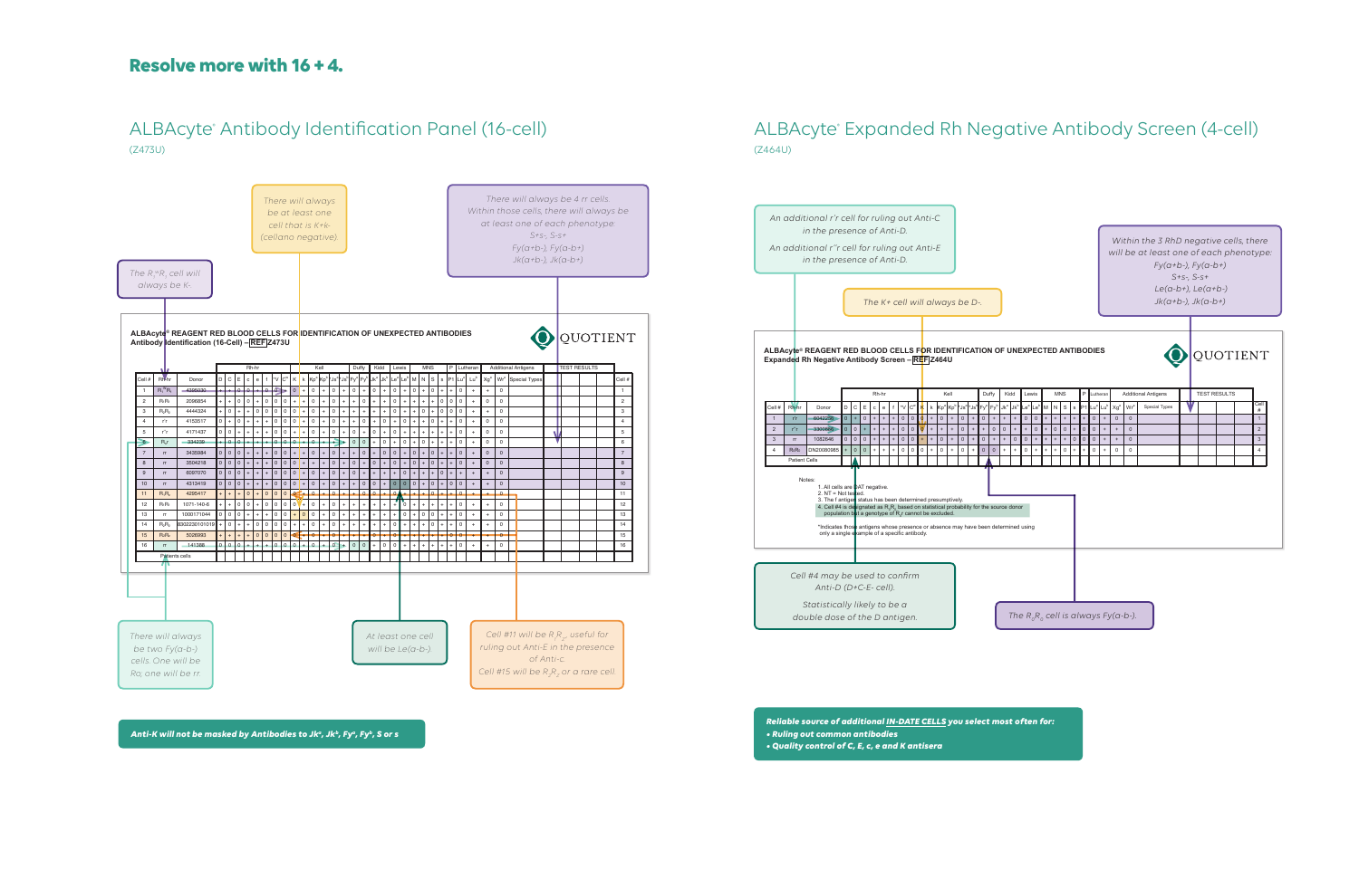## Resolve more with 16 + 4.

### ALBAcyte® Antibody Identification Panel (16-cell)

(Z473U)

The $R_1^wR_1$ cell will always be K-.

There will always be at least one cell that is K+k- (cellano negative).

There will always be 4 rr cells. Within those cells, there will always be at least one of each phenotype: S+s-, S-s+ Fy(a+b-), Fy(a-b+) Jk(a+b-), Jk(a-b+)

ALBAcyte® REAGENT RED BLOOD CELLS FOR IDENTIFICATION OF UNEXPECTED ANTIBODIES
Antibody Identification (16-Cell) – REF Z473U

QUOTIENT

| Cell # | Rh-hr | Donor |
|---|---|---|
| 1 | $R_1^wR_1$ | 4396030 |
| 2 | $R_1R_1$ | 2096854 |
| 3 | $R_2R_2$ | 4444324 |
| 4 | r'r | 4153517 |
| 5 | r''r | 4171437 |
| 6 | $R_0r$ | 334239 |
| 7 | rr | 3435984 |
| 8 | rr | 3504218 |
| 9 | rr | 6097070 |
| 10 | rr | 4313419 |
| 11 | $R_1R_2$ | 4295417 |
| 12 | $R_1R_1$ | 1071-140-6 |
| 13 | rr | 1000171044 |
| 14 | $R_2R_2$ | 0302230101019 |
| 15 | $R_1R_2$ | 5026993 |
| 16 | rr | 141388 |
| | Patients cells | |

There will always be two Fy(a-b-) cells. One will be $R_0$; one will be rr.

At least one cell will be Le(a-b-).

Cell #11 will be $R_1^wR_2$, useful for ruling out Anti-E in the presence of Anti-c. Cell #15 will be $R_1^wR_2$ or a rare cell.

**Anti-K will not be masked by Antibodies to Jkᵃ, Jkᵇ, Fyᵃ, Fyᵇ, S or s**

### ALBAcyte® Expanded Rh Negative Antibody Screen (4-cell)

(Z464U)

An additional r'r cell for ruling out Anti-C in the presence of Anti-D.

An additional r''r cell for ruling out Anti-E in the presence of Anti-D.

The K+ cell will always be D-.

Within the 3 RhD negative cells, there will be at least one of each phenotype: Fy(a+b-), Fy(a-b+) S+s-, S-s+ Le(a-b+), Le(a+b-) Jk(a+b-), Jk(a-b+)

ALBAcyte® REAGENT RED BLOOD CELLS FOR IDENTIFICATION OF UNEXPECTED ANTIBODIES
Expanded Rh Negative Antibody Screen – REF Z464U

QUOTIENT

| Cell # | Rh-hr | Donor |
|---|---|---|
| 1 | r'r | 6042258 |
| 2 | r''r | 3300556 |
| 3 | rr | 1082646 |
| 4 | $R_0R_0$ | DN20080985 |
| | Patient Cells | |

Notes:
1. All cells are DAT negative.
2. NT = Not tested.
3. The f antigen status has been determined presumptively.
4. Cell #4 is designated as $R_0R_0$ based on statistical probability for the source donor population but a genotype of $R_0r$ cannot be excluded.

*Indicates those antigens whose presence or absence may have been determined using only a single example of a specific antibody.

Cell #4 may be used to confirm Anti-D (D+C-E- cell). Statistically likely to be a double dose of the D antigen.

The $R_0R_0$ cell is always Fy(a-b-).

**Reliable source of additional IN-DATE CELLS you select most often for:**

- **Ruling out common antibodies**
- **Quality control of C, E, c, e and K antisera**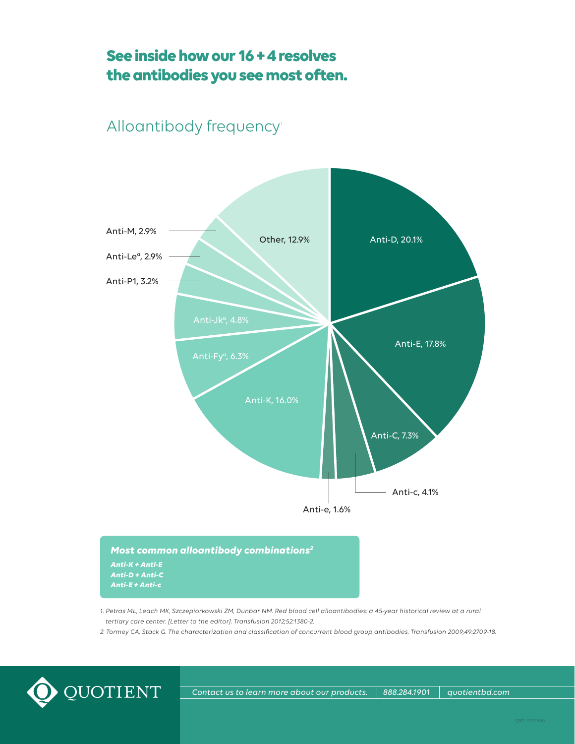# See inside how our 16 + 4 resolves the antibodies you see most often.

## Alloantibody frequency[1]

Anti-D, 20.1%
Anti-E, 17.8%
Anti-C, 7.3%
Anti-c, 4.1%
Anti-e, 1.6%
Anti-K, 16.0%
Anti-Fy[a], 6.3%
Anti-Jk[a], 4.8%
Anti-P1, 3.2%
Anti-Le[a], 2.9%
Anti-M, 2.9%
Other, 12.9%

***Most common alloantibody combinations[2]***

***Anti-K + Anti-E***
***Anti-D + Anti-C***
***Anti-E + Anti-c***

*1. Petras ML, Leach MK, Szczepiorkowski ZM, Dunbar NM. Red blood cell alloantibodies: a 45-year historical review at a rural tertiary care center. [Letter to the editor]. Transfusion 2012;52:1380-2.*

*2. Tormey CA, Stack G. The characterization and classification of concurrent blood group antibodies. Transfusion 2009;49:2709-18.*

QUOTIENT

*Contact us to learn more about our products.* | *888.284.1901* | *quotientbd.com*

QBD-1019-500